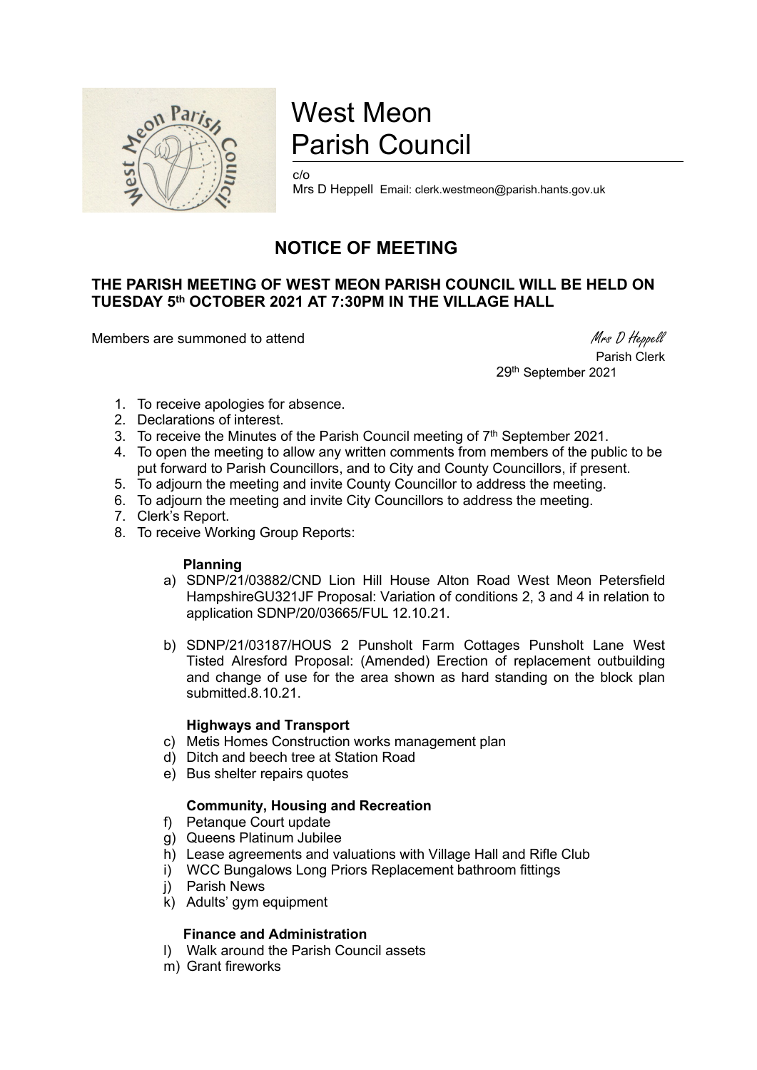# West Meon Parish Council

c/o
Mrs D Heppell Email: clerk.westmeon@parish.hants.gov.uk

## NOTICE OF MEETING

### THE PARISH MEETING OF WEST MEON PARISH COUNCIL WILL BE HELD ON TUESDAY 5th OCTOBER 2021 AT 7:30PM IN THE VILLAGE HALL

Members are summoned to attend

*Mrs D Heppell*
Parish Clerk
29th September 2021

1. To receive apologies for absence.
2. Declarations of interest.
3. To receive the Minutes of the Parish Council meeting of 7th September 2021.
4. To open the meeting to allow any written comments from members of the public to be put forward to Parish Councillors, and to City and County Councillors, if present.
5. To adjourn the meeting and invite County Councillor to address the meeting.
6. To adjourn the meeting and invite City Councillors to address the meeting.
7. Clerk's Report.
8. To receive Working Group Reports:

**Planning**

a) SDNP/21/03882/CND Lion Hill House Alton Road West Meon Petersfield HampshireGU321JF Proposal: Variation of conditions 2, 3 and 4 in relation to application SDNP/20/03665/FUL 12.10.21.

b) SDNP/21/03187/HOUS 2 Punsholt Farm Cottages Punsholt Lane West Tisted Alresford Proposal: (Amended) Erection of replacement outbuilding and change of use for the area shown as hard standing on the block plan submitted.8.10.21.

**Highways and Transport**

c) Metis Homes Construction works management plan
d) Ditch and beech tree at Station Road
e) Bus shelter repairs quotes

**Community, Housing and Recreation**

f) Petanque Court update
g) Queens Platinum Jubilee
h) Lease agreements and valuations with Village Hall and Rifle Club
i) WCC Bungalows Long Priors Replacement bathroom fittings
j) Parish News
k) Adults' gym equipment

**Finance and Administration**

l) Walk around the Parish Council assets
m) Grant fireworks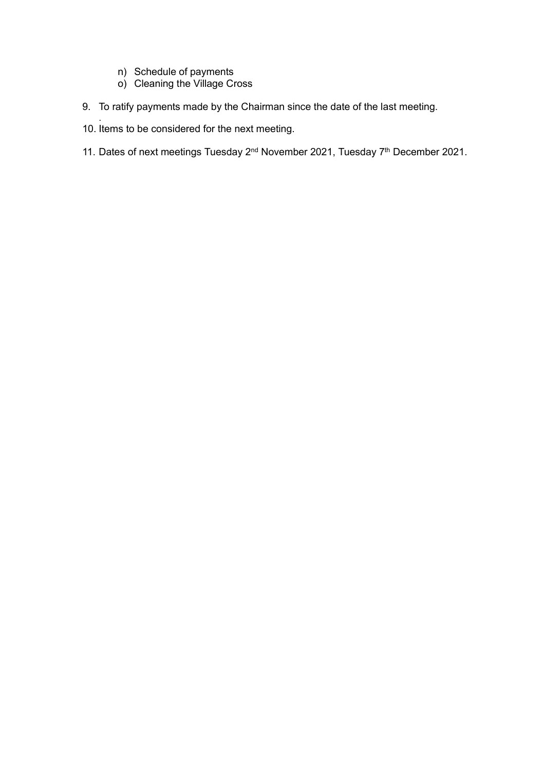n) Schedule of payments
   o) Cleaning the Village Cross

9. To ratify payments made by the Chairman since the date of the last meeting.

10. Items to be considered for the next meeting.

11. Dates of next meetings Tuesday 2nd November 2021, Tuesday 7th December 2021.